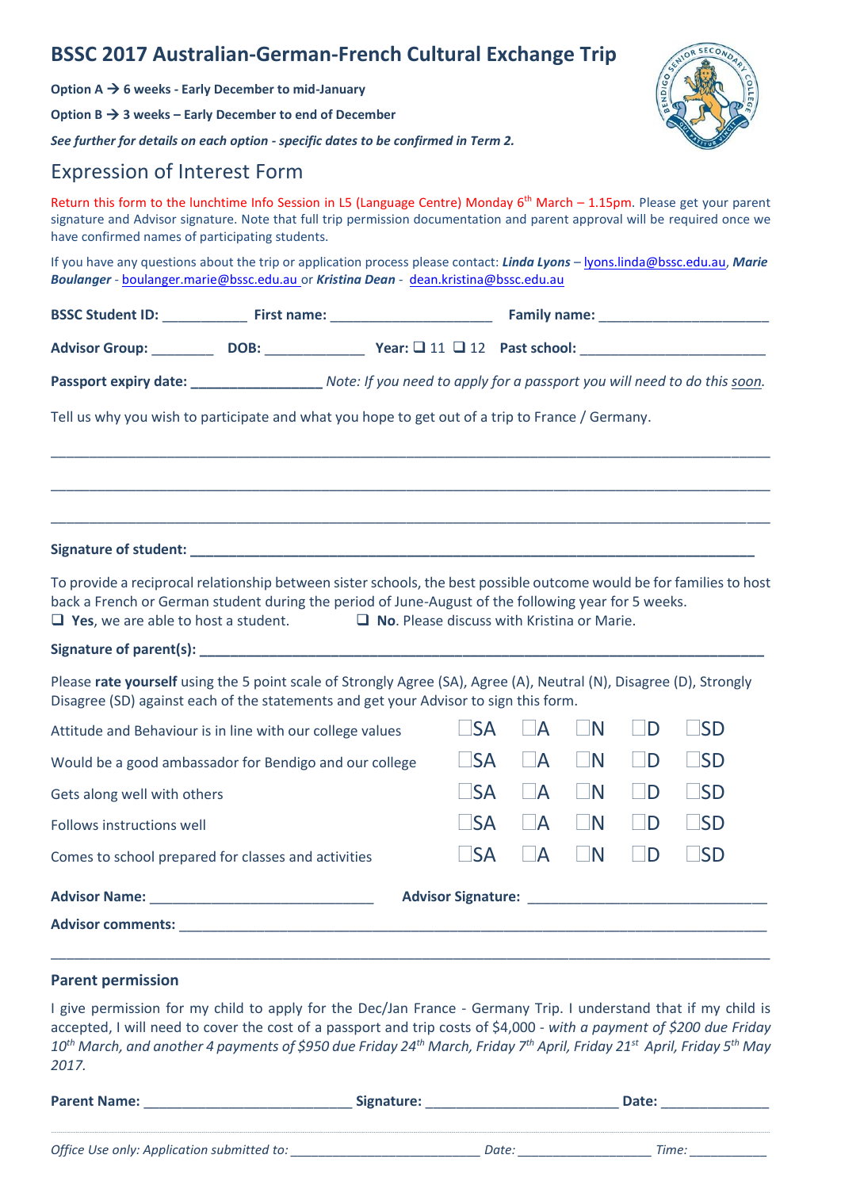# BSSC 2017 Australian-German-French Cultural Exchange Trip

**Option A → 6 weeks - Early December to mid-January**

**Option B → 3 weeks – Early December to end of December**

***See further for details on each option - specific dates to be confirmed in Term 2.***

## Expression of Interest Form

Return this form to the lunchtime Info Session in L5 (Language Centre) Monday 6th March – 1.15pm. Please get your parent signature and Advisor signature. Note that full trip permission documentation and parent approval will be required once we have confirmed names of participating students.

If you have any questions about the trip or application process please contact: ***Linda Lyons*** – lyons.linda@bssc.edu.au, ***Marie Boulanger*** - boulanger.marie@bssc.edu.au or ***Kristina Dean*** - dean.kristina@bssc.edu.au

**BSSC Student ID:** ___________ **First name:** _____________________ **Family name:** ______________________

**Advisor Group:** ________ **DOB:** _____________ **Year:** ❑ 11 ❑ 12 **Past school:** ________________________

**Passport expiry date:** _________________ *Note: If you need to apply for a passport you will need to do this soon.*

Tell us why you wish to participate and what you hope to get out of a trip to France / Germany.

______________________________________________________________________________________

______________________________________________________________________________________

______________________________________________________________________________________

**Signature of student:** ___________________________________________________________________

To provide a reciprocal relationship between sister schools, the best possible outcome would be for families to host back a French or German student during the period of June-August of the following year for 5 weeks.

❑ **Yes**, we are able to host a student. ❑ **No**. Please discuss with Kristina or Marie.

**Signature of parent(s):** ___________________________________________________________________

Please **rate yourself** using the 5 point scale of Strongly Agree (SA), Agree (A), Neutral (N), Disagree (D), Strongly Disagree (SD) against each of the statements and get your Advisor to sign this form.

| | | | | | |
|---|---|---|---|---|---|
| Attitude and Behaviour is in line with our college values | ☐SA | ☐A | ☐N | ☐D | ☐SD |
| Would be a good ambassador for Bendigo and our college | ☐SA | ☐A | ☐N | ☐D | ☐SD |
| Gets along well with others | ☐SA | ☐A | ☐N | ☐D | ☐SD |
| Follows instructions well | ☐SA | ☐A | ☐N | ☐D | ☐SD |
| Comes to school prepared for classes and activities | ☐SA | ☐A | ☐N | ☐D | ☐SD |

**Advisor Name:** ____________________________ **Advisor Signature:** ______________________________

**Advisor comments:** ______________________________________________________________________

______________________________________________________________________________________

### Parent permission

I give permission for my child to apply for the Dec/Jan France - Germany Trip. I understand that if my child is accepted, I will need to cover the cost of a passport and trip costs of $4,000 - *with a payment of $200 due Friday 10th March, and another 4 payments of $950 due Friday 24th March, Friday 7th April, Friday 21st April, Friday 5th May 2017.*

**Parent Name:** __________________________ **Signature:** ________________________ **Date:** ______________

*Office Use only: Application submitted to:* _________________________ *Date:* __________________ *Time:* ___________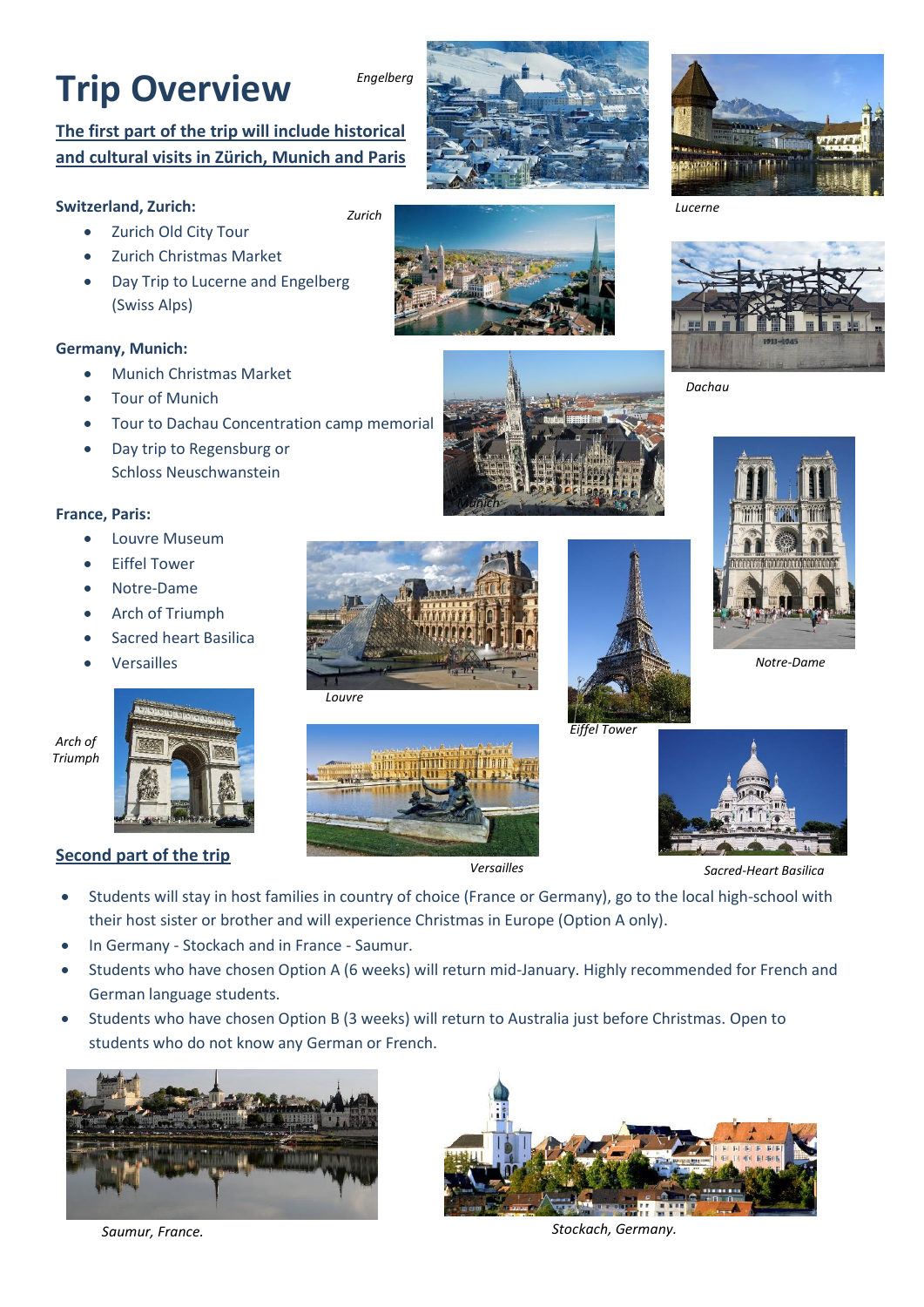# Trip Overview

**The first part of the trip will include historical and cultural visits in Zürich, Munich and Paris**

**Switzerland, Zurich:**

- Zurich Old City Tour
- Zurich Christmas Market
- Day Trip to Lucerne and Engelberg (Swiss Alps)

**Germany, Munich:**

- Munich Christmas Market
- Tour of Munich
- Tour to Dachau Concentration camp memorial
- Day trip to Regensburg or Schloss Neuschwanstein

**France, Paris:**

- Louvre Museum
- Eiffel Tower
- Notre-Dame
- Arch of Triumph
- Sacred heart Basilica
- Versailles

*Engelberg*

*Lucerne*

*Zurich*

*Dachau*

*Munich*

*Notre-Dame*

*Louvre*

*Eiffel Tower*

*Arch of Triumph*

*Versailles*

*Sacred-Heart Basilica*

**Second part of the trip**

- Students will stay in host families in country of choice (France or Germany), go to the local high-school with their host sister or brother and will experience Christmas in Europe (Option A only).
- In Germany - Stockach and in France - Saumur.
- Students who have chosen Option A (6 weeks) will return mid-January. Highly recommended for French and German language students.
- Students who have chosen Option B (3 weeks) will return to Australia just before Christmas. Open to students who do not know any German or French.

*Saumur, France.*

*Stockach, Germany.*